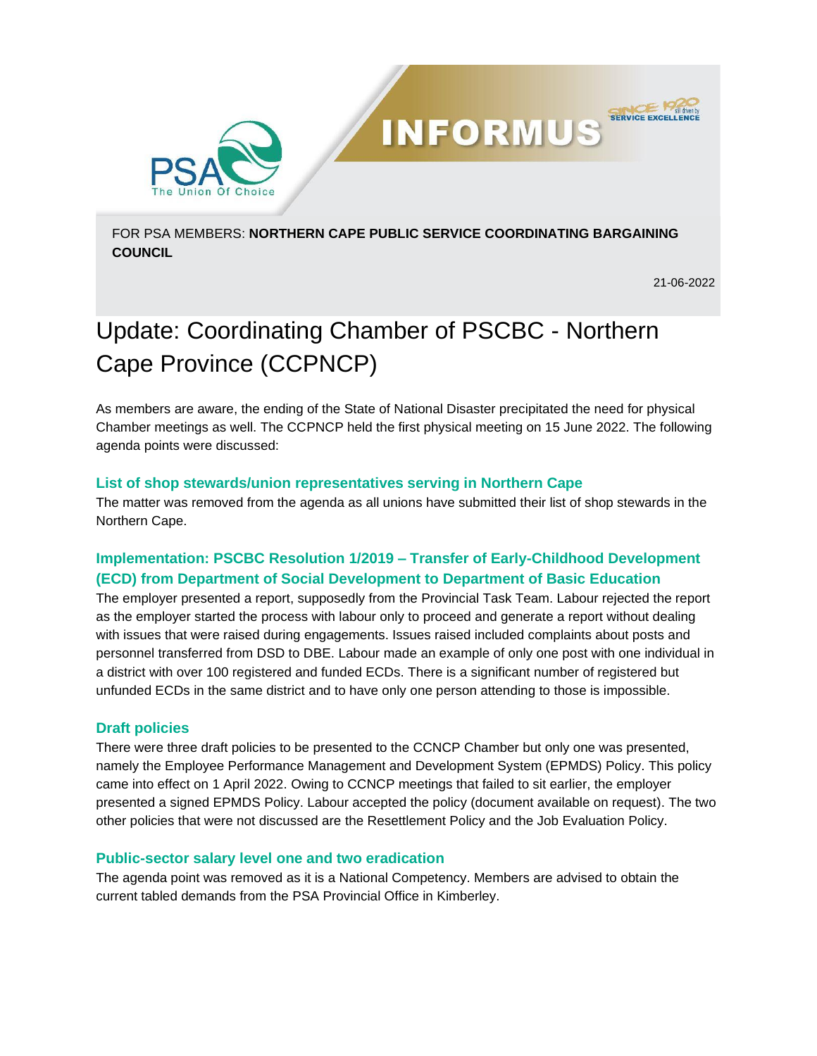FOR PSA MEMBERS: **NORTHERN CAPE PUBLIC SERVICE COORDINATING BARGAINING COUNCIL**

21-06-2022

# Update: Coordinating Chamber of PSCBC - Northern Cape Province (CCPNCP)

As members are aware, the ending of the State of National Disaster precipitated the need for physical Chamber meetings as well. The CCPNCP held the first physical meeting on 15 June 2022. The following agenda points were discussed:

### List of shop stewards/union representatives serving in Northern Cape

The matter was removed from the agenda as all unions have submitted their list of shop stewards in the Northern Cape.

### Implementation: PSCBC Resolution 1/2019 – Transfer of Early-Childhood Development (ECD) from Department of Social Development to Department of Basic Education

The employer presented a report, supposedly from the Provincial Task Team. Labour rejected the report as the employer started the process with labour only to proceed and generate a report without dealing with issues that were raised during engagements. Issues raised included complaints about posts and personnel transferred from DSD to DBE. Labour made an example of only one post with one individual in a district with over 100 registered and funded ECDs. There is a significant number of registered but unfunded ECDs in the same district and to have only one person attending to those is impossible.

### Draft policies

There were three draft policies to be presented to the CCNCP Chamber but only one was presented, namely the Employee Performance Management and Development System (EPMDS) Policy. This policy came into effect on 1 April 2022. Owing to CCNCP meetings that failed to sit earlier, the employer presented a signed EPMDS Policy. Labour accepted the policy (document available on request). The two other policies that were not discussed are the Resettlement Policy and the Job Evaluation Policy.

### Public-sector salary level one and two eradication

The agenda point was removed as it is a National Competency. Members are advised to obtain the current tabled demands from the PSA Provincial Office in Kimberley.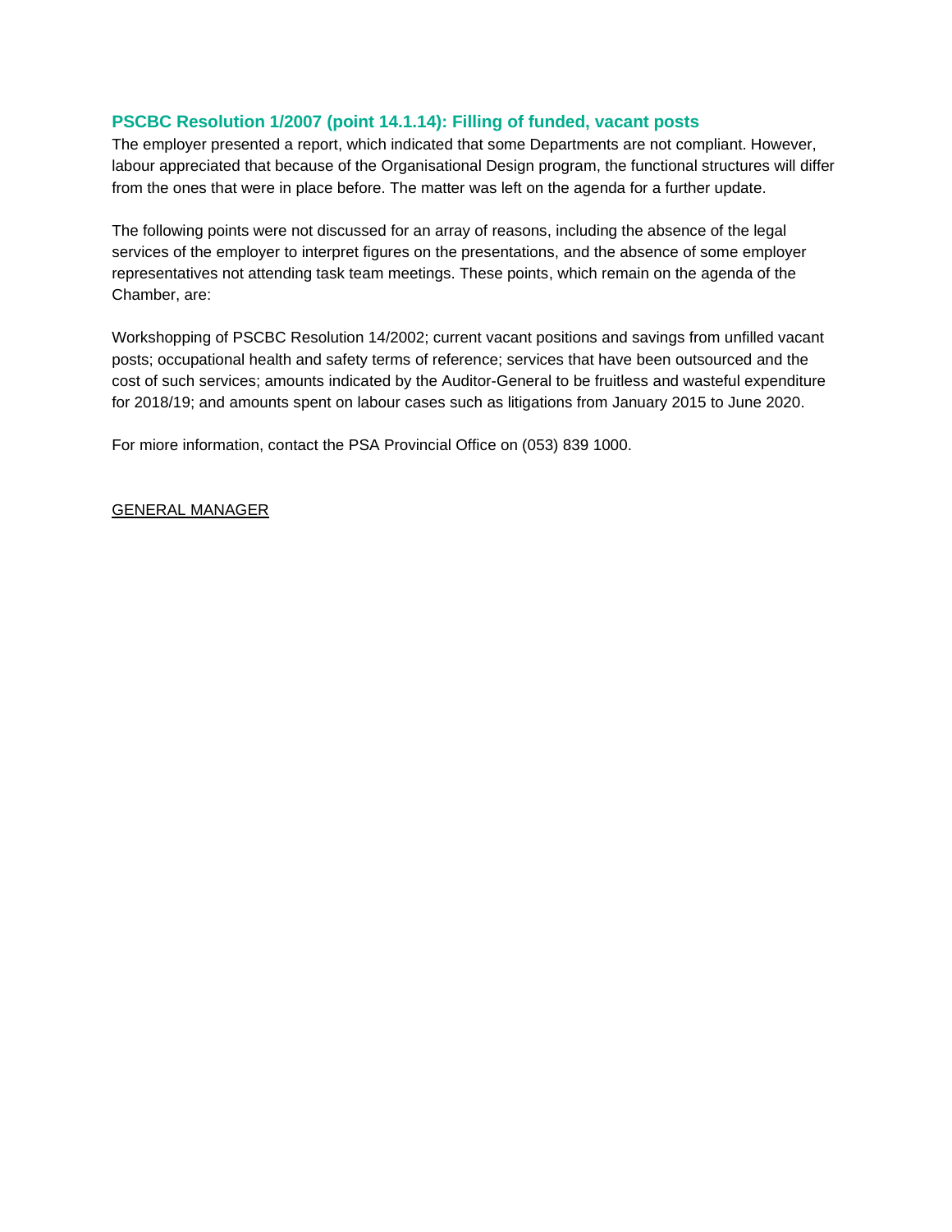### PSCBC Resolution 1/2007 (point 14.1.14): Filling of funded, vacant posts

The employer presented a report, which indicated that some Departments are not compliant. However, labour appreciated that because of the Organisational Design program, the functional structures will differ from the ones that were in place before. The matter was left on the agenda for a further update.

The following points were not discussed for an array of reasons, including the absence of the legal services of the employer to interpret figures on the presentations, and the absence of some employer representatives not attending task team meetings. These points, which remain on the agenda of the Chamber, are:

Workshopping of PSCBC Resolution 14/2002; current vacant positions and savings from unfilled vacant posts; occupational health and safety terms of reference; services that have been outsourced and the cost of such services; amounts indicated by the Auditor-General to be fruitless and wasteful expenditure for 2018/19; and amounts spent on labour cases such as litigations from January 2015 to June 2020.

For miore information, contact the PSA Provincial Office on (053) 839 1000.

<u>GENERAL MANAGER</u>